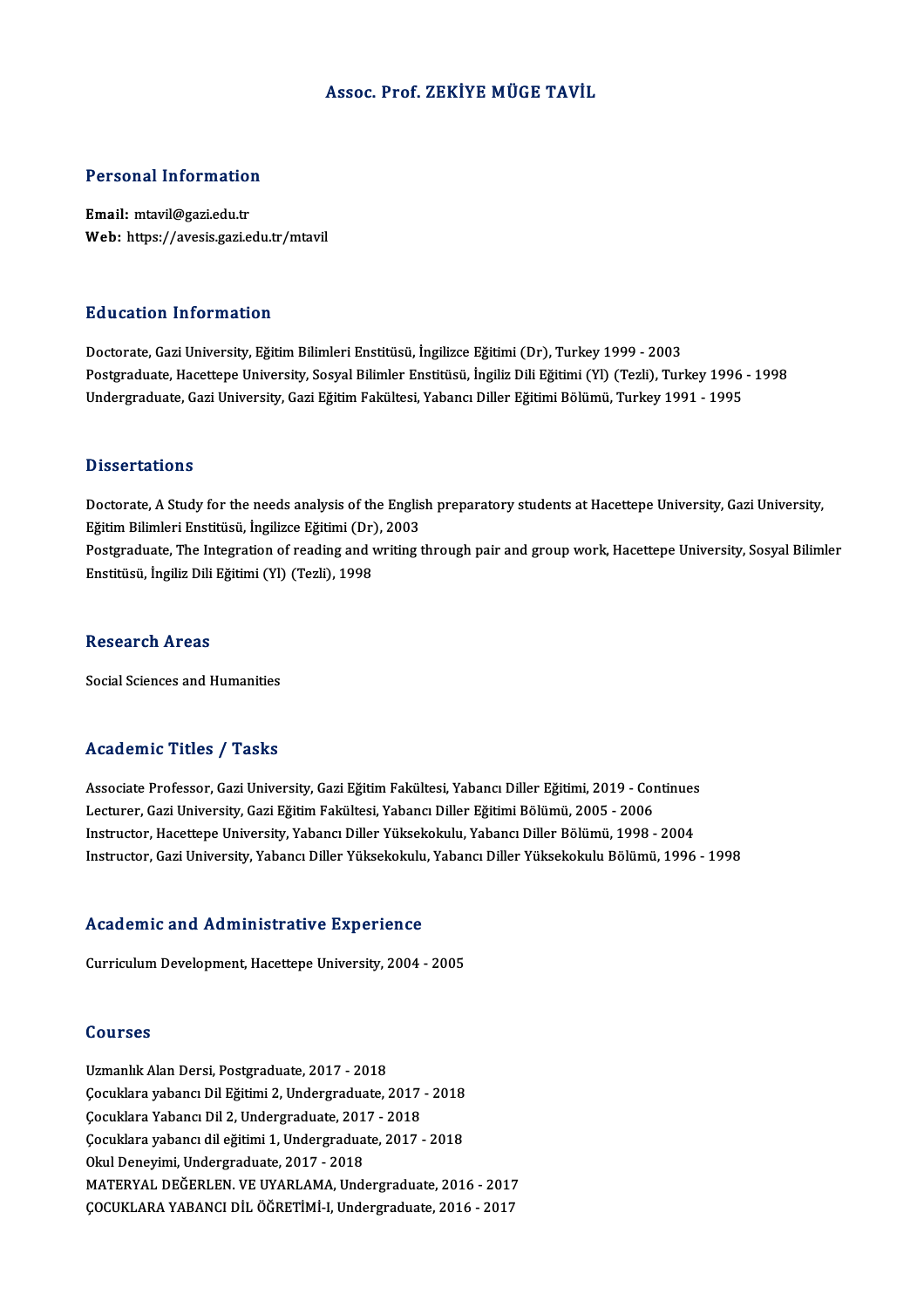# Assoc. Prof. ZEKİYE MÜGE TAVİL

## Personal Information

**Email:** mtavil@gazi.edu.tr
**Web:** https://avesis.gazi.edu.tr/mtavil

## Education Information

Doctorate, Gazi University, Eğitim Bilimleri Enstitüsü, İngilizce Eğitimi (Dr), Turkey 1999 - 2003
Postgraduate, Hacettepe University, Sosyal Bilimler Enstitüsü, İngiliz Dili Eğitimi (Yl) (Tezli), Turkey 1996 - 1998
Undergraduate, Gazi University, Gazi Eğitim Fakültesi, Yabancı Diller Eğitimi Bölümü, Turkey 1991 - 1995

## Dissertations

Doctorate, A Study for the needs analysis of the English preparatory students at Hacettepe University, Gazi University, Eğitim Bilimleri Enstitüsü, İngilizce Eğitimi (Dr), 2003
Postgraduate, The Integration of reading and writing through pair and group work, Hacettepe University, Sosyal Bilimler Enstitüsü, İngiliz Dili Eğitimi (Yl) (Tezli), 1998

## Research Areas

Social Sciences and Humanities

## Academic Titles / Tasks

Associate Professor, Gazi University, Gazi Eğitim Fakültesi, Yabancı Diller Eğitimi, 2019 - Continues
Lecturer, Gazi University, Gazi Eğitim Fakültesi, Yabancı Diller Eğitimi Bölümü, 2005 - 2006
Instructor, Hacettepe University, Yabancı Diller Yüksekokulu, Yabancı Diller Bölümü, 1998 - 2004
Instructor, Gazi University, Yabancı Diller Yüksekokulu, Yabancı Diller Yüksekokulu Bölümü, 1996 - 1998

## Academic and Administrative Experience

Curriculum Development, Hacettepe University, 2004 - 2005

## Courses

Uzmanlık Alan Dersi, Postgraduate, 2017 - 2018
Çocuklara yabancı Dil Eğitimi 2, Undergraduate, 2017 - 2018
Çocuklara Yabancı Dil 2, Undergraduate, 2017 - 2018
Çocuklara yabancı dil eğitimi 1, Undergraduate, 2017 - 2018
Okul Deneyimi, Undergraduate, 2017 - 2018
MATERYAL DEĞERLEN. VE UYARLAMA, Undergraduate, 2016 - 2017
ÇOCUKLARA YABANCI DİL ÖĞRETİMİ-I, Undergraduate, 2016 - 2017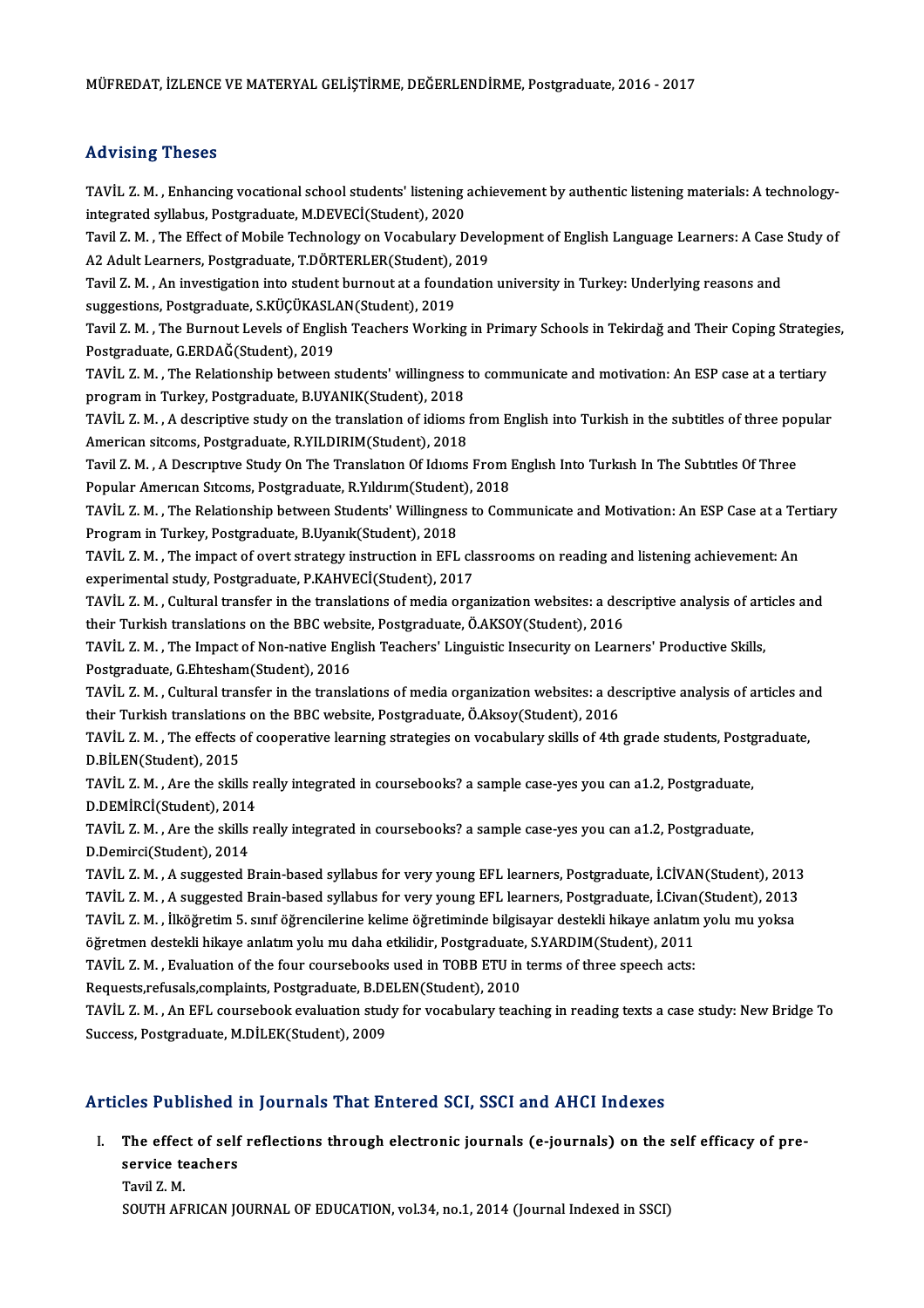MÜFREDAT, İZLENCE VE MATERYAL GELİŞTİRME, DEĞERLENDİRME, Postgraduate, 2016 - 2017

## Advising Theses

TAVİL Z. M. , Enhancing vocational school students' listening achievement by authentic listening materials: A technology-integrated syllabus, Postgraduate, M.DEVECİ(Student), 2020

Tavil Z. M. , The Effect of Mobile Technology on Vocabulary Development of English Language Learners: A Case Study of A2 Adult Learners, Postgraduate, T.DÖRTERLER(Student), 2019

Tavil Z. M. , An investigation into student burnout at a foundation university in Turkey: Underlying reasons and suggestions, Postgraduate, S.KÜÇÜKASLAN(Student), 2019

Tavil Z. M. , The Burnout Levels of English Teachers Working in Primary Schools in Tekirdağ and Their Coping Strategies, Postgraduate, G.ERDAĞ(Student), 2019

TAVİL Z. M. , The Relationship between students' willingness to communicate and motivation: An ESP case at a tertiary program in Turkey, Postgraduate, B.UYANIK(Student), 2018

TAVİL Z. M. , A descriptive study on the translation of idioms from English into Turkish in the subtitles of three popular American sitcoms, Postgraduate, R.YILDIRIM(Student), 2018

Tavil Z. M. , A Descrıptıve Study On The Translatıon Of Idıoms From Englısh Into Turkısh In The Subtıtles Of Three Popular Amerıcan Sıtcoms, Postgraduate, R.Yıldırım(Student), 2018

TAVİL Z. M. , The Relationship between Students' Willingness to Communicate and Motivation: An ESP Case at a Tertiary Program in Turkey, Postgraduate, B.Uyanık(Student), 2018

TAVİL Z. M. , The impact of overt strategy instruction in EFL classrooms on reading and listening achievement: An experimental study, Postgraduate, P.KAHVECİ(Student), 2017

TAVİL Z. M. , Cultural transfer in the translations of media organization websites: a descriptive analysis of articles and their Turkish translations on the BBC website, Postgraduate, Ö.AKSOY(Student), 2016

TAVİL Z. M. , The Impact of Non-native English Teachers' Linguistic Insecurity on Learners' Productive Skills, Postgraduate, G.Ehtesham(Student), 2016

TAVİL Z. M. , Cultural transfer in the translations of media organization websites: a descriptive analysis of articles and their Turkish translations on the BBC website, Postgraduate, Ö.Aksoy(Student), 2016

TAVİL Z. M. , The effects of cooperative learning strategies on vocabulary skills of 4th grade students, Postgraduate, D.BİLEN(Student), 2015

TAVİL Z. M. , Are the skills really integrated in coursebooks? a sample case-yes you can a1.2, Postgraduate, D.DEMİRCİ(Student), 2014

TAVİL Z. M. , Are the skills really integrated in coursebooks? a sample case-yes you can a1.2, Postgraduate, D.Demirci(Student), 2014

TAVİL Z. M. , A suggested Brain-based syllabus for very young EFL learners, Postgraduate, İ.CİVAN(Student), 2013

TAVİL Z. M. , A suggested Brain-based syllabus for very young EFL learners, Postgraduate, İ.Civan(Student), 2013

TAVİL Z. M. , İlköğretim 5. sınıf öğrencilerine kelime öğretiminde bilgisayar destekli hikaye anlatım yolu mu yoksa öğretmen destekli hikaye anlatım yolu mu daha etkilidir, Postgraduate, S.YARDIM(Student), 2011

TAVİL Z. M. , Evaluation of the four coursebooks used in TOBB ETU in terms of three speech acts: Requests,refusals,complaints, Postgraduate, B.DELEN(Student), 2010

TAVİL Z. M. , An EFL coursebook evaluation study for vocabulary teaching in reading texts a case study: New Bridge To Success, Postgraduate, M.DİLEK(Student), 2009

## Articles Published in Journals That Entered SCI, SSCI and AHCI Indexes

I. **The effect of self reflections through electronic journals (e-journals) on the self efficacy of pre-service teachers**
   Tavil Z. M.
   SOUTH AFRICAN JOURNAL OF EDUCATION, vol.34, no.1, 2014 (Journal Indexed in SSCI)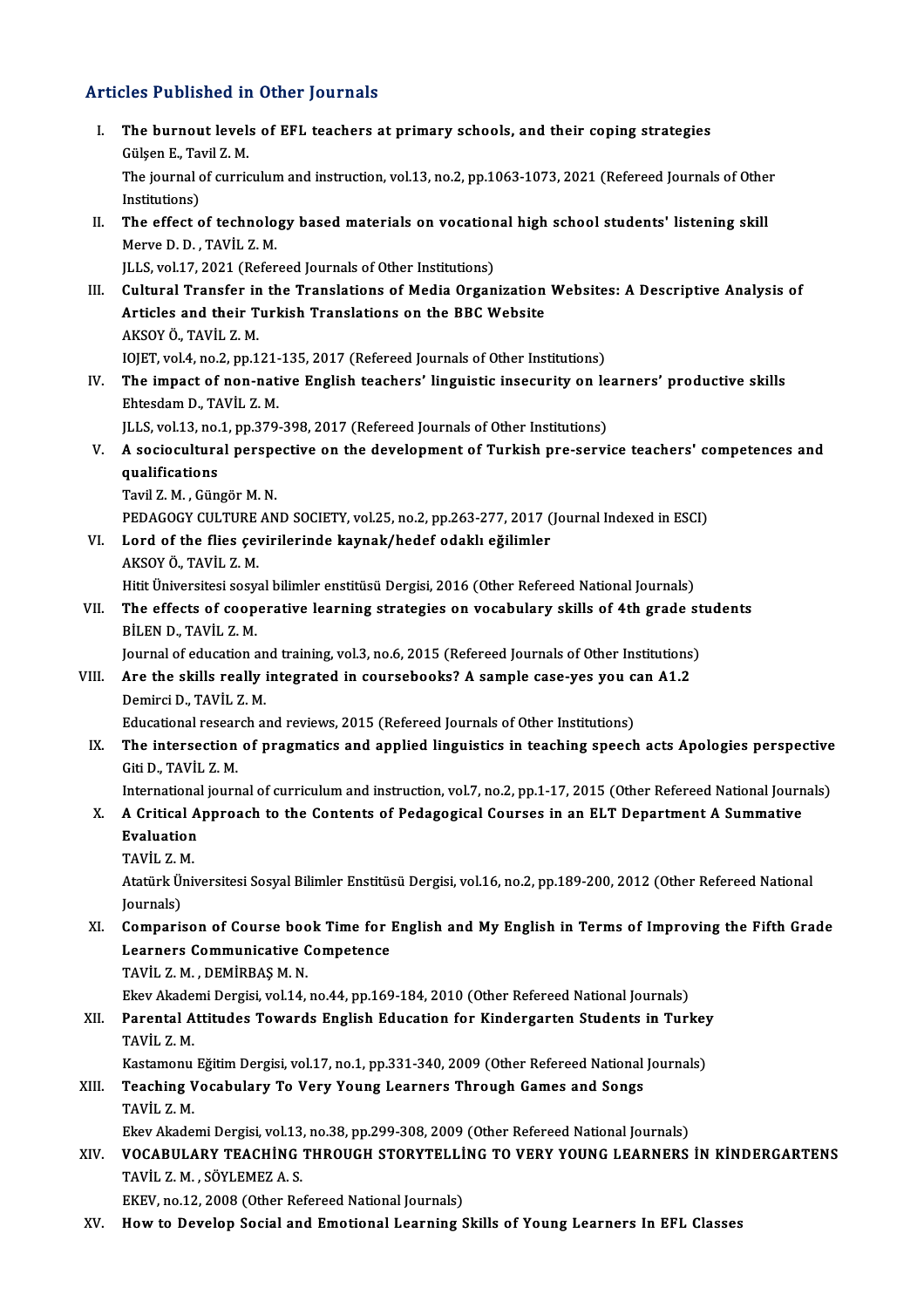## Articles Published in Other Journals

I. **The burnout levels of EFL teachers at primary schools, and their coping strategies**
   Gülşen E., Tavil Z. M.
   The journal of curriculum and instruction, vol.13, no.2, pp.1063-1073, 2021 (Refereed Journals of Other Institutions)

II. **The effect of technology based materials on vocational high school students' listening skill**
   Merve D. D. , TAVİL Z. M.
   JLLS, vol.17, 2021 (Refereed Journals of Other Institutions)

III. **Cultural Transfer in the Translations of Media Organization Websites: A Descriptive Analysis of Articles and their Turkish Translations on the BBC Website**
   AKSOY Ö., TAVİL Z. M.
   IOJET, vol.4, no.2, pp.121-135, 2017 (Refereed Journals of Other Institutions)

IV. **The impact of non-native English teachers' linguistic insecurity on learners' productive skills**
   Ehtesdam D., TAVİL Z. M.
   JLLS, vol.13, no.1, pp.379-398, 2017 (Refereed Journals of Other Institutions)

V. **A sociocultural perspective on the development of Turkish pre-service teachers' competences and qualifications**
   Tavil Z. M. , Güngör M. N.
   PEDAGOGY CULTURE AND SOCIETY, vol.25, no.2, pp.263-277, 2017 (Journal Indexed in ESCI)

VI. **Lord of the flies çevirilerinde kaynak/hedef odaklı eğilimler**
   AKSOY Ö., TAVİL Z. M.
   Hitit Üniversitesi sosyal bilimler enstitüsü Dergisi, 2016 (Other Refereed National Journals)

VII. **The effects of cooperative learning strategies on vocabulary skills of 4th grade students**
   BİLEN D., TAVİL Z. M.
   Journal of education and training, vol.3, no.6, 2015 (Refereed Journals of Other Institutions)

VIII. **Are the skills really integrated in coursebooks? A sample case-yes you can A1.2**
   Demirci D., TAVİL Z. M.
   Educational research and reviews, 2015 (Refereed Journals of Other Institutions)

IX. **The intersection of pragmatics and applied linguistics in teaching speech acts Apologies perspective**
   Giti D., TAVİL Z. M.
   International journal of curriculum and instruction, vol.7, no.2, pp.1-17, 2015 (Other Refereed National Journals)

X. **A Critical Approach to the Contents of Pedagogical Courses in an ELT Department A Summative Evaluation**
   TAVİL Z. M.
   Atatürk Üniversitesi Sosyal Bilimler Enstitüsü Dergisi, vol.16, no.2, pp.189-200, 2012 (Other Refereed National Journals)

XI. **Comparison of Course book Time for English and My English in Terms of Improving the Fifth Grade Learners Communicative Competence**
   TAVİL Z. M. , DEMİRBAŞ M. N.
   Ekev Akademi Dergisi, vol.14, no.44, pp.169-184, 2010 (Other Refereed National Journals)

XII. **Parental Attitudes Towards English Education for Kindergarten Students in Turkey**
   TAVİL Z. M.
   Kastamonu Eğitim Dergisi, vol.17, no.1, pp.331-340, 2009 (Other Refereed National Journals)

XIII. **Teaching Vocabulary To Very Young Learners Through Games and Songs**
   TAVİL Z. M.
   Ekev Akademi Dergisi, vol.13, no.38, pp.299-308, 2009 (Other Refereed National Journals)

XIV. **VOCABULARY TEACHİNG THROUGH STORYTELLİNG TO VERY YOUNG LEARNERS İN KİNDERGARTENS**
   TAVİL Z. M. , SÖYLEMEZ A. S.
   EKEV, no.12, 2008 (Other Refereed National Journals)

XV. **How to Develop Social and Emotional Learning Skills of Young Learners In EFL Classes**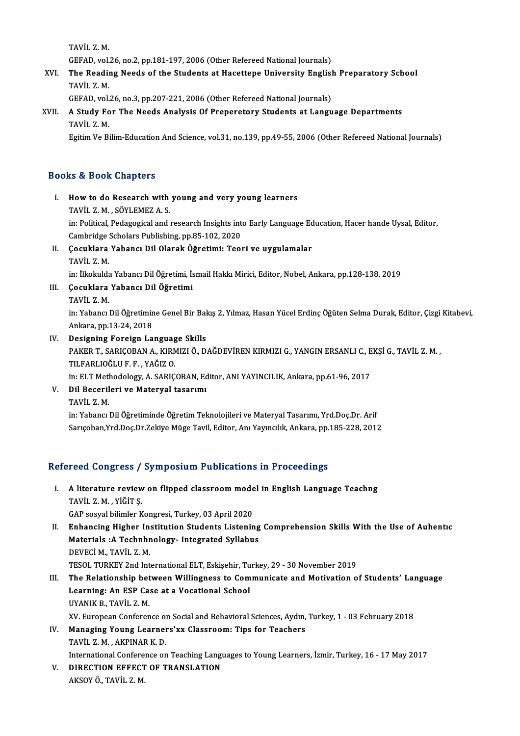TAVİL Z. M.
GEFAD, vol.26, no.2, pp.181-197, 2006 (Other Refereed National Journals)

XVI. **The Reading Needs of the Students at Hacettepe University English Preparatory School**
TAVİL Z. M.
GEFAD, vol.26, no.3, pp.207-221, 2006 (Other Refereed National Journals)

XVII. **A Study For The Needs Analysis Of Preperetory Students at Language Departments**
TAVİL Z. M.
Egitim Ve Bilim-Education And Science, vol.31, no.139, pp.49-55, 2006 (Other Refereed National Journals)

## Books & Book Chapters

I. **How to do Research with young and very young learners**
TAVİL Z. M. , SÖYLEMEZ A. S.
in: Political, Pedagogical and research Insights into Early Language Education, Hacer hande Uysal, Editor, Cambridge Scholars Publishing, pp.85-102, 2020

II. **Çocuklara Yabancı Dil Olarak Öğretimi: Teori ve uygulamalar**
TAVİL Z. M.
in: İlkokulda Yabancı Dil Öğretimi, İsmail Hakkı Mirici, Editor, Nobel, Ankara, pp.128-138, 2019

III. **Çocuklara Yabancı Dil Öğretimi**
TAVİL Z. M.
in: Yabancı Dil Öğretimine Genel Bir Bakış 2, Yılmaz, Hasan Yücel Erdinç Öğüten Selma Durak, Editor, Çizgi Kitabevi, Ankara, pp.13-24, 2018

IV. **Designing Foreign Language Skills**
PAKER T., SARIÇOBAN A., KIRMIZI Ö., DAĞDEVİREN KIRMIZI G., YANGIN ERSANLI C., EKŞİ G., TAVİL Z. M. , TILFARLIOĞLU F. F. , YAĞIZ O.
in: ELT Methodology, A. SARIÇOBAN, Editor, ANI YAYINCILIK, Ankara, pp.61-96, 2017

V. **Dil Becerileri ve Materyal tasarımı**
TAVİL Z. M.
in: Yabancı Dil Öğretiminde Öğretim Teknolojileri ve Materyal Tasarımı, Yrd.Doç.Dr. Arif Sarıçoban,Yrd.Doç.Dr.Zekiye Müge Tavil, Editor, Anı Yayıncılık, Ankara, pp.185-228, 2012

## Refereed Congress / Symposium Publications in Proceedings

I. **A literature review on flipped classroom model in English Language Teachng**
TAVİL Z. M. , YİĞİT Ş.
GAP sosyal bilimler Kongresi, Turkey, 03 April 2020

II. **Enhancing Higher Institution Students Listening Comprehension Skills With the Use of Auhentıc Materials :A Technhnology- Integrated Syllabus**
DEVECİ M., TAVİL Z. M.
TESOL TURKEY 2nd International ELT, Eskişehir, Turkey, 29 - 30 November 2019

III. **The Relationship between Willingness to Communicate and Motivation of Students' Language Learning: An ESP Case at a Vocational School**
UYANIK B., TAVİL Z. M.
XV. European Conference on Social and Behavioral Sciences, Aydın, Turkey, 1 - 03 February 2018

IV. **Managing Young Learners'xx Classroom: Tips for Teachers**
TAVİL Z. M. , AKPINAR K. D.
International Conference on Teaching Languages to Young Learners, İzmir, Turkey, 16 - 17 May 2017

V. **DIRECTION EFFECT OF TRANSLATION**
AKSOY Ö., TAVİL Z. M.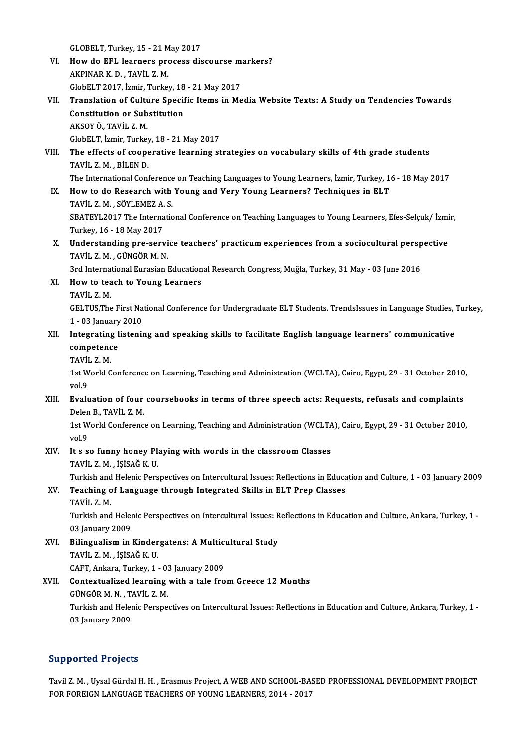GLOBELT, Turkey, 15 - 21 May 2017

VI. **How do EFL learners process discourse markers?**
AKPINAR K. D. , TAVİL Z. M.
GlobELT 2017, İzmir, Turkey, 18 - 21 May 2017

VII. **Translation of Culture Specific Items in Media Website Texts: A Study on Tendencies Towards Constitution or Substitution**
AKSOY Ö., TAVİL Z. M.
GlobELT, İzmir, Turkey, 18 - 21 May 2017

VIII. **The effects of cooperative learning strategies on vocabulary skills of 4th grade students**
TAVİL Z. M. , BİLEN D.
The International Conference on Teaching Languages to Young Learners, İzmir, Turkey, 16 - 18 May 2017

IX. **How to do Research with Young and Very Young Learners? Techniques in ELT**
TAVİL Z. M. , SÖYLEMEZ A. S.
SBATEYL2017 The International Conference on Teaching Languages to Young Learners, Efes-Selçuk/ İzmir, Turkey, 16 - 18 May 2017

X. **Understanding pre-service teachers' practicum experiences from a sociocultural perspective**
TAVİL Z. M. , GÜNGÖR M. N.
3rd International Eurasian Educational Research Congress, Muğla, Turkey, 31 May - 03 June 2016

XI. **How to teach to Young Learners**
TAVİL Z. M.
GELTUS,The First National Conference for Undergraduate ELT Students. TrendsIssues in Language Studies, Turkey, 1 - 03 January 2010

XII. **Integrating listening and speaking skills to facilitate English language learners' communicative competence**
TAVİL Z. M.
1st World Conference on Learning, Teaching and Administration (WCLTA), Cairo, Egypt, 29 - 31 October 2010, vol.9

XIII. **Evaluation of four coursebooks in terms of three speech acts: Requests, refusals and complaints**
Delen B., TAVİL Z. M.
1st World Conference on Learning, Teaching and Administration (WCLTA), Cairo, Egypt, 29 - 31 October 2010, vol.9

XIV. **It s so funny honey Playing with words in the classroom Classes**
TAVİL Z. M. , İŞİSAĞ K. U.
Turkish and Helenic Perspectives on Intercultural Issues: Reflections in Education and Culture, 1 - 03 January 2009

XV. **Teaching of Language through Integrated Skills in ELT Prep Classes**
TAVİL Z. M.
Turkish and Helenic Perspectives on Intercultural Issues: Reflections in Education and Culture, Ankara, Turkey, 1 - 03 January 2009

XVI. **Bilingualism in Kindergatens: A Multicultural Study**
TAVİL Z. M. , İŞİSAĞ K. U.
CAFT, Ankara, Turkey, 1 - 03 January 2009

XVII. **Contextualized learning with a tale from Greece 12 Months**
GÜNGÖR M. N. , TAVİL Z. M.
Turkish and Helenic Perspectives on Intercultural Issues: Reflections in Education and Culture, Ankara, Turkey, 1 - 03 January 2009

## Supported Projects

Tavil Z. M. , Uysal Gürdal H. H. , Erasmus Project, A WEB AND SCHOOL-BASED PROFESSIONAL DEVELOPMENT PROJECT FOR FOREIGN LANGUAGE TEACHERS OF YOUNG LEARNERS, 2014 - 2017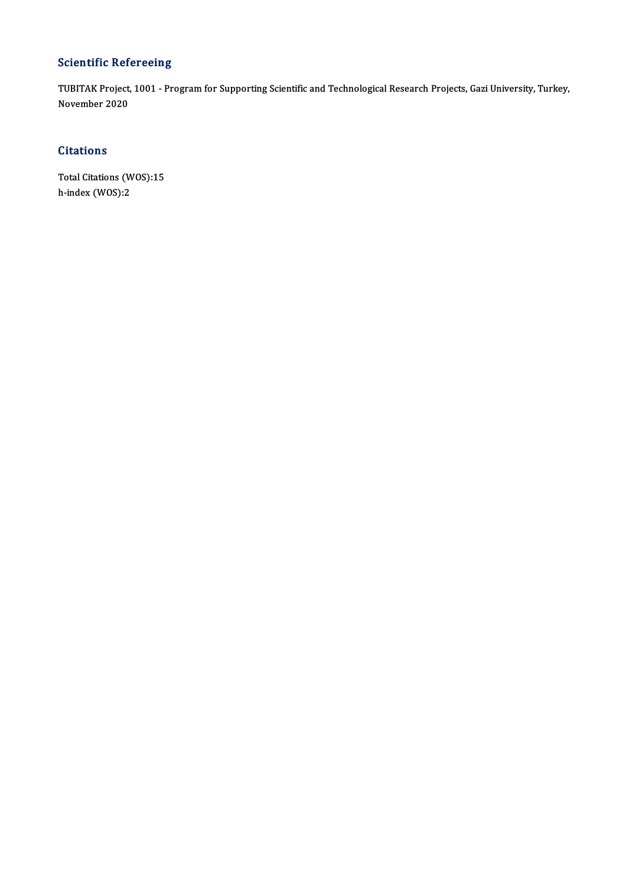## Scientific Refereeing

TUBITAK Project, 1001 - Program for Supporting Scientific and Technological Research Projects, Gazi University, Turkey, November 2020

## Citations

Total Citations (WOS):15
h-index (WOS):2